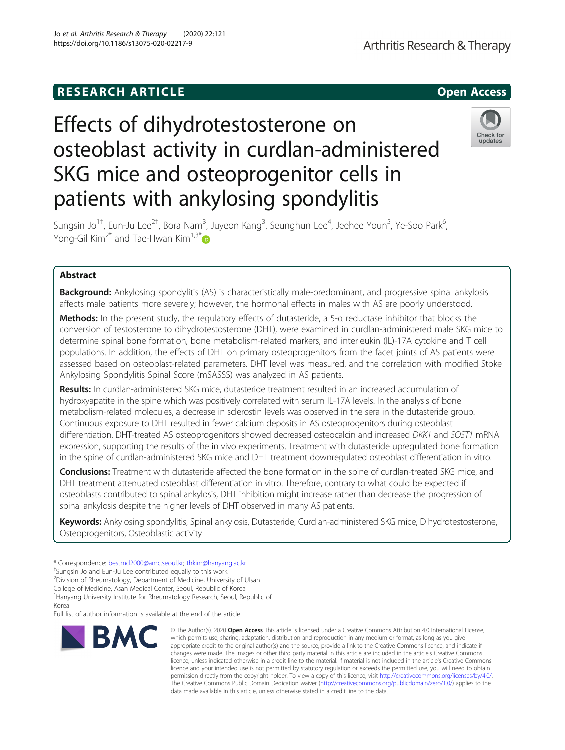RESEARCH ARTICLE

Open Access

# Effects of dihydrotestosterone on osteoblast activity in curdlan-administered SKG mice and osteoprogenitor cells in patients with ankylosing spondylitis

Sungsin Jo[1†], Eun-Ju Lee[2†], Bora Nam[3], Juyeon Kang[3], Seunghun Lee[4], Jeehee Youn[5], Ye-Soo Park[6], Yong-Gil Kim[2*] and Tae-Hwan Kim[1,3*]

## Abstract

**Background:** Ankylosing spondylitis (AS) is characteristically male-predominant, and progressive spinal ankylosis affects male patients more severely; however, the hormonal effects in males with AS are poorly understood.

**Methods:** In the present study, the regulatory effects of dutasteride, a 5-α reductase inhibitor that blocks the conversion of testosterone to dihydrotestosterone (DHT), were examined in curdlan-administered male SKG mice to determine spinal bone formation, bone metabolism-related markers, and interleukin (IL)-17A cytokine and T cell populations. In addition, the effects of DHT on primary osteoprogenitors from the facet joints of AS patients were assessed based on osteoblast-related parameters. DHT level was measured, and the correlation with modified Stoke Ankylosing Spondylitis Spinal Score (mSASSS) was analyzed in AS patients.

**Results:** In curdlan-administered SKG mice, dutasteride treatment resulted in an increased accumulation of hydroxyapatite in the spine which was positively correlated with serum IL-17A levels. In the analysis of bone metabolism-related molecules, a decrease in sclerostin levels was observed in the sera in the dutasteride group. Continuous exposure to DHT resulted in fewer calcium deposits in AS osteoprogenitors during osteoblast differentiation. DHT-treated AS osteoprogenitors showed decreased osteocalcin and increased *DKK1* and *SOST1* mRNA expression, supporting the results of the in vivo experiments. Treatment with dutasteride upregulated bone formation in the spine of curdlan-administered SKG mice and DHT treatment downregulated osteoblast differentiation in vitro.

**Conclusions:** Treatment with dutasteride affected the bone formation in the spine of curdlan-treated SKG mice, and DHT treatment attenuated osteoblast differentiation in vitro. Therefore, contrary to what could be expected if osteoblasts contributed to spinal ankylosis, DHT inhibition might increase rather than decrease the progression of spinal ankylosis despite the higher levels of DHT observed in many AS patients.

**Keywords:** Ankylosing spondylitis, Spinal ankylosis, Dutasteride, Curdlan-administered SKG mice, Dihydrotestosterone, Osteoprogenitors, Osteoblastic activity

---

\* Correspondence: bestmd2000@amc.seoul.kr; thkim@hanyang.ac.kr

†Sungsin Jo and Eun-Ju Lee contributed equally to this work.

[2]Division of Rheumatology, Department of Medicine, University of Ulsan College of Medicine, Asan Medical Center, Seoul, Republic of Korea

[1]Hanyang University Institute for Rheumatology Research, Seoul, Republic of Korea

Full list of author information is available at the end of the article

© The Author(s). 2020 **Open Access** This article is licensed under a Creative Commons Attribution 4.0 International License, which permits use, sharing, adaptation, distribution and reproduction in any medium or format, as long as you give appropriate credit to the original author(s) and the source, provide a link to the Creative Commons licence, and indicate if changes were made. The images or other third party material in this article are included in the article's Creative Commons licence, unless indicated otherwise in a credit line to the material. If material is not included in the article's Creative Commons licence and your intended use is not permitted by statutory regulation or exceeds the permitted use, you will need to obtain permission directly from the copyright holder. To view a copy of this licence, visit http://creativecommons.org/licenses/by/4.0/. The Creative Commons Public Domain Dedication waiver (http://creativecommons.org/publicdomain/zero/1.0/) applies to the data made available in this article, unless otherwise stated in a credit line to the data.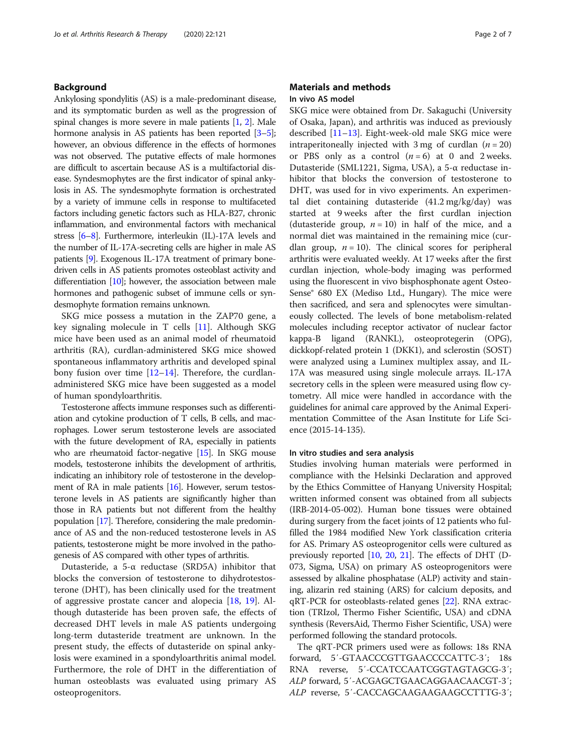## Background

Ankylosing spondylitis (AS) is a male-predominant disease, and its symptomatic burden as well as the progression of spinal changes is more severe in male patients [1, 2]. Male hormone analysis in AS patients has been reported [3–5]; however, an obvious difference in the effects of hormones was not observed. The putative effects of male hormones are difficult to ascertain because AS is a multifactorial disease. Syndesmophytes are the first indicator of spinal ankylosis in AS. The syndesmophyte formation is orchestrated by a variety of immune cells in response to multifaceted factors including genetic factors such as HLA-B27, chronic inflammation, and environmental factors with mechanical stress [6–8]. Furthermore, interleukin (IL)-17A levels and the number of IL-17A-secreting cells are higher in male AS patients [9]. Exogenous IL-17A treatment of primary bone-driven cells in AS patients promotes osteoblast activity and differentiation [10]; however, the association between male hormones and pathogenic subset of immune cells or syndesmophyte formation remains unknown.

SKG mice possess a mutation in the ZAP70 gene, a key signaling molecule in T cells [11]. Although SKG mice have been used as an animal model of rheumatoid arthritis (RA), curdlan-administered SKG mice showed spontaneous inflammatory arthritis and developed spinal bony fusion over time [12–14]. Therefore, the curdlan-administered SKG mice have been suggested as a model of human spondyloarthritis.

Testosterone affects immune responses such as differentiation and cytokine production of T cells, B cells, and macrophages. Lower serum testosterone levels are associated with the future development of RA, especially in patients who are rheumatoid factor-negative [15]. In SKG mouse models, testosterone inhibits the development of arthritis, indicating an inhibitory role of testosterone in the development of RA in male patients [16]. However, serum testosterone levels in AS patients are significantly higher than those in RA patients but not different from the healthy population [17]. Therefore, considering the male predominance of AS and the non-reduced testosterone levels in AS patients, testosterone might be more involved in the pathogenesis of AS compared with other types of arthritis.

Dutasteride, a 5-α reductase (SRD5A) inhibitor that blocks the conversion of testosterone to dihydrotestosterone (DHT), has been clinically used for the treatment of aggressive prostate cancer and alopecia [18, 19]. Although dutasteride has been proven safe, the effects of decreased DHT levels in male AS patients undergoing long-term dutasteride treatment are unknown. In the present study, the effects of dutasteride on spinal ankylosis were examined in a spondyloarthritis animal model. Furthermore, the role of DHT in the differentiation of human osteoblasts was evaluated using primary AS osteoprogenitors.

## Materials and methods

### In vivo AS model

SKG mice were obtained from Dr. Sakaguchi (University of Osaka, Japan), and arthritis was induced as previously described [11–13]. Eight-week-old male SKG mice were intraperitoneally injected with 3 mg of curdlan ($n = 20$) or PBS only as a control ($n = 6$) at 0 and 2 weeks. Dutasteride (SML1221, Sigma, USA), a 5-α reductase inhibitor that blocks the conversion of testosterone to DHT, was used for in vivo experiments. An experimental diet containing dutasteride (41.2 mg/kg/day) was started at 9 weeks after the first curdlan injection (dutasteride group, $n = 10$) in half of the mice, and a normal diet was maintained in the remaining mice (curdlan group, $n = 10$). The clinical scores for peripheral arthritis were evaluated weekly. At 17 weeks after the first curdlan injection, whole-body imaging was performed using the fluorescent in vivo bisphosphonate agent OsteoSense® 680 EX (Mediso Ltd., Hungary). The mice were then sacrificed, and sera and splenocytes were simultaneously collected. The levels of bone metabolism-related molecules including receptor activator of nuclear factor kappa-B ligand (RANKL), osteoprotegerin (OPG), dickkopf-related protein 1 (DKK1), and sclerostin (SOST) were analyzed using a Luminex multiplex assay, and IL-17A was measured using single molecule arrays. IL-17A secretory cells in the spleen were measured using flow cytometry. All mice were handled in accordance with the guidelines for animal care approved by the Animal Experimentation Committee of the Asan Institute for Life Science (2015-14-135).

### In vitro studies and sera analysis

Studies involving human materials were performed in compliance with the Helsinki Declaration and approved by the Ethics Committee of Hanyang University Hospital; written informed consent was obtained from all subjects (IRB-2014-05-002). Human bone tissues were obtained during surgery from the facet joints of 12 patients who fulfilled the 1984 modified New York classification criteria for AS. Primary AS osteoprogenitor cells were cultured as previously reported [10, 20, 21]. The effects of DHT (D-073, Sigma, USA) on primary AS osteoprogenitors were assessed by alkaline phosphatase (ALP) activity and staining, alizarin red staining (ARS) for calcium deposits, and qRT-PCR for osteoblasts-related genes [22]. RNA extraction (TRIzol, Thermo Fisher Scientific, USA) and cDNA synthesis (ReversAid, Thermo Fisher Scientific, USA) were performed following the standard protocols.

The qRT-PCR primers used were as follows: 18s RNA forward, 5′-GTAACCCGTTGAACCCCATTC-3′; 18s RNA reverse, 5′-CCATCCAATCGGTAGTAGCG-3′; *ALP* forward, 5′-ACGAGCTGAACAGGAACAACGT-3′; *ALP* reverse, 5′-CACCAGCAAGAAGAAGCCTTTG-3′;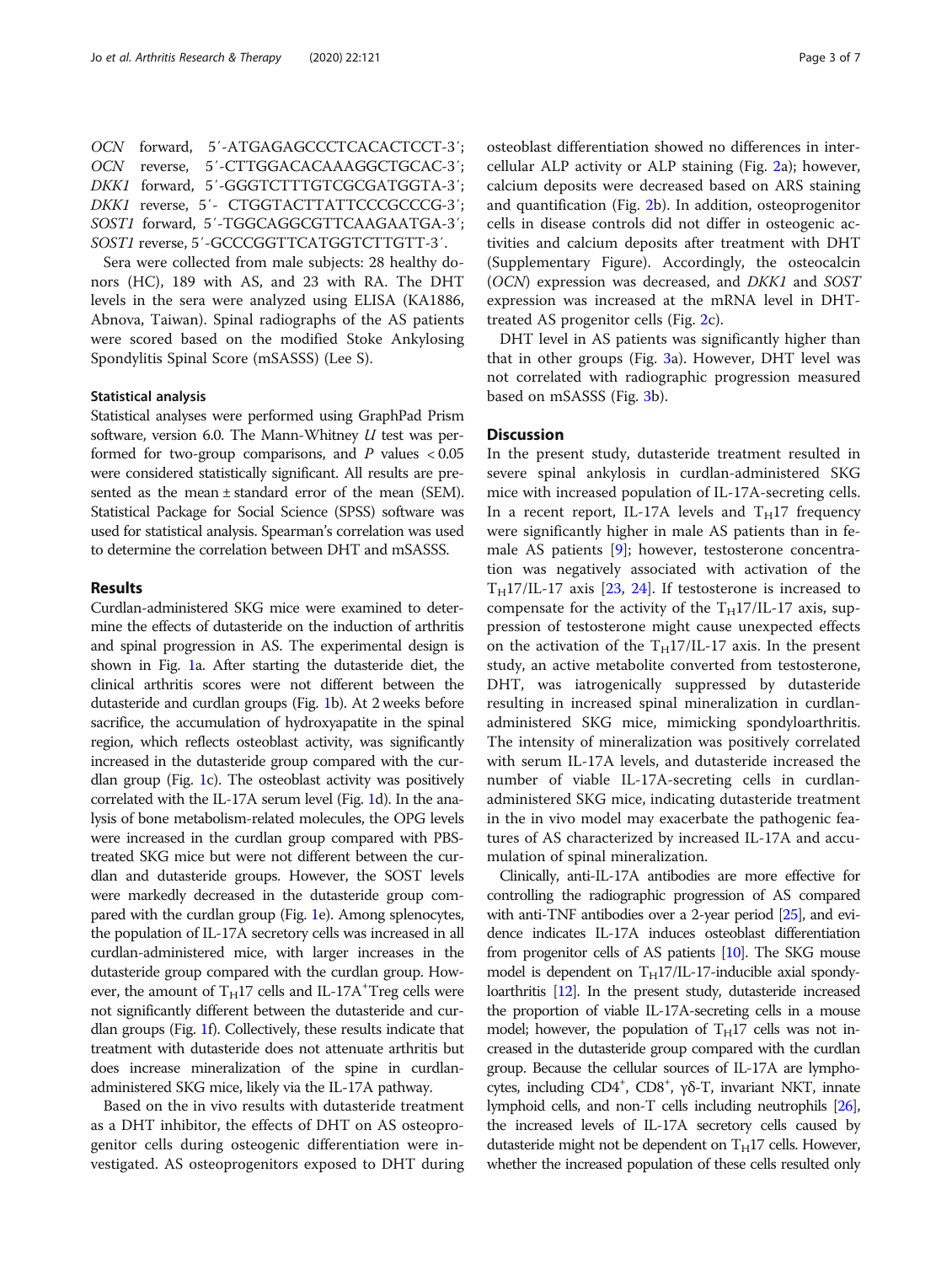*OCN* forward, 5′-ATGAGAGCCCTCACACTCCT-3′; *OCN* reverse, 5′-CTTGGACACAAAGGCTGCAC-3′; *DKK1* forward, 5′-GGGTCTTTGTCGCGATGGTA-3′; *DKK1* reverse, 5′- CTGGTACTTATTCCCGCCCG-3′; *SOST1* forward, 5′-TGGCAGGCGTTCAAGAATGA-3′; *SOST1* reverse, 5′-GCCCGGTTCATGGTCTTGTT-3′.

Sera were collected from male subjects: 28 healthy donors (HC), 189 with AS, and 23 with RA. The DHT levels in the sera were analyzed using ELISA (KA1886, Abnova, Taiwan). Spinal radiographs of the AS patients were scored based on the modified Stoke Ankylosing Spondylitis Spinal Score (mSASSS) (Lee S).

### Statistical analysis

Statistical analyses were performed using GraphPad Prism software, version 6.0. The Mann-Whitney *U* test was performed for two-group comparisons, and *P* values $< 0.05$ were considered statistically significant. All results are presented as the mean ± standard error of the mean (SEM). Statistical Package for Social Science (SPSS) software was used for statistical analysis. Spearman's correlation was used to determine the correlation between DHT and mSASSS.

## Results

Curdlan-administered SKG mice were examined to determine the effects of dutasteride on the induction of arthritis and spinal progression in AS. The experimental design is shown in Fig. 1a. After starting the dutasteride diet, the clinical arthritis scores were not different between the dutasteride and curdlan groups (Fig. 1b). At 2 weeks before sacrifice, the accumulation of hydroxyapatite in the spinal region, which reflects osteoblast activity, was significantly increased in the dutasteride group compared with the curdlan group (Fig. 1c). The osteoblast activity was positively correlated with the IL-17A serum level (Fig. 1d). In the analysis of bone metabolism-related molecules, the OPG levels were increased in the curdlan group compared with PBS-treated SKG mice but were not different between the curdlan and dutasteride groups. However, the SOST levels were markedly decreased in the dutasteride group compared with the curdlan group (Fig. 1e). Among splenocytes, the population of IL-17A secretory cells was increased in all curdlan-administered mice, with larger increases in the dutasteride group compared with the curdlan group. However, the amount of $T_H17$ cells and IL-17A$^+$Treg cells were not significantly different between the dutasteride and curdlan groups (Fig. 1f). Collectively, these results indicate that treatment with dutasteride does not attenuate arthritis but does increase mineralization of the spine in curdlan-administered SKG mice, likely via the IL-17A pathway.

Based on the in vivo results with dutasteride treatment as a DHT inhibitor, the effects of DHT on AS osteoprogenitor cells during osteogenic differentiation were investigated. AS osteoprogenitors exposed to DHT during osteoblast differentiation showed no differences in intercellular ALP activity or ALP staining (Fig. 2a); however, calcium deposits were decreased based on ARS staining and quantification (Fig. 2b). In addition, osteoprogenitor cells in disease controls did not differ in osteogenic activities and calcium deposits after treatment with DHT (Supplementary Figure). Accordingly, the osteocalcin (*OCN*) expression was decreased, and *DKK1* and *SOST* expression was increased at the mRNA level in DHT-treated AS progenitor cells (Fig. 2c).

DHT level in AS patients was significantly higher than that in other groups (Fig. 3a). However, DHT level was not correlated with radiographic progression measured based on mSASSS (Fig. 3b).

## Discussion

In the present study, dutasteride treatment resulted in severe spinal ankylosis in curdlan-administered SKG mice with increased population of IL-17A-secreting cells. In a recent report, IL-17A levels and $T_H17$ frequency were significantly higher in male AS patients than in female AS patients [9]; however, testosterone concentration was negatively associated with activation of the $T_H17$/IL-17 axis [23, 24]. If testosterone is increased to compensate for the activity of the $T_H17$/IL-17 axis, suppression of testosterone might cause unexpected effects on the activation of the $T_H17$/IL-17 axis. In the present study, an active metabolite converted from testosterone, DHT, was iatrogenically suppressed by dutasteride resulting in increased spinal mineralization in curdlan-administered SKG mice, mimicking spondyloarthritis. The intensity of mineralization was positively correlated with serum IL-17A levels, and dutasteride increased the number of viable IL-17A-secreting cells in curdlan-administered SKG mice, indicating dutasteride treatment in the in vivo model may exacerbate the pathogenic features of AS characterized by increased IL-17A and accumulation of spinal mineralization.

Clinically, anti-IL-17A antibodies are more effective for controlling the radiographic progression of AS compared with anti-TNF antibodies over a 2-year period [25], and evidence indicates IL-17A induces osteoblast differentiation from progenitor cells of AS patients [10]. The SKG mouse model is dependent on $T_H17$/IL-17-inducible axial spondyloarthritis [12]. In the present study, dutasteride increased the proportion of viable IL-17A-secreting cells in a mouse model; however, the population of $T_H17$ cells was not increased in the dutasteride group compared with the curdlan group. Because the cellular sources of IL-17A are lymphocytes, including CD4$^+$, CD8$^+$, γδ-T, invariant NKT, innate lymphoid cells, and non-T cells including neutrophils [26], the increased levels of IL-17A secretory cells caused by dutasteride might not be dependent on $T_H17$ cells. However, whether the increased population of these cells resulted only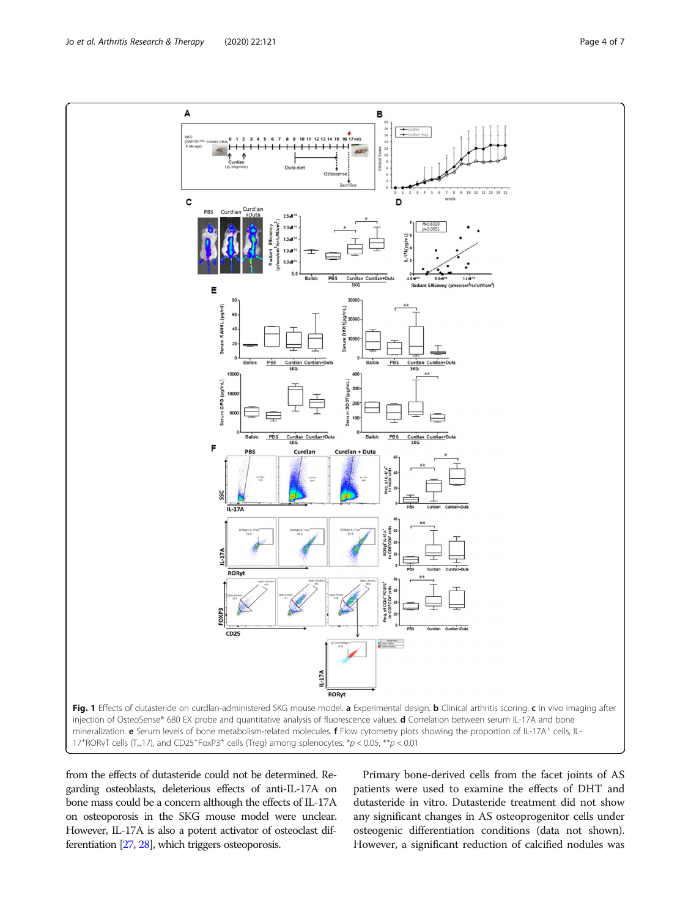**Fig. 1** Effects of dutasteride on curdlan-administered SKG mouse model. **a** Experimental design. **b** Clinical arthritis scoring. **c** In vivo imaging after injection of OsteoSense® 680 EX probe and quantitative analysis of fluorescence values. **d** Correlation between serum IL-17A and bone mineralization. **e** Serum levels of bone metabolism-related molecules. **f** Flow cytometry plots showing the proportion of IL-17A$^{+}$ cells, IL-17$^{+}$RORγT cells ($T_H17$), and CD25$^{+}$FoxP3$^{+}$ cells (Treg) among splenocytes. *$p < 0.05$, **$p < 0.01$

from the effects of dutasteride could not be determined. Regarding osteoblasts, deleterious effects of anti-IL-17A on bone mass could be a concern although the effects of IL-17A on osteoporosis in the SKG mouse model were unclear. However, IL-17A is also a potent activator of osteoclast differentiation [27, 28], which triggers osteoporosis.

Primary bone-derived cells from the facet joints of AS patients were used to examine the effects of DHT and dutasteride in vitro. Dutasteride treatment did not show any significant changes in AS osteoprogenitor cells under osteogenic differentiation conditions (data not shown). However, a significant reduction of calcified nodules was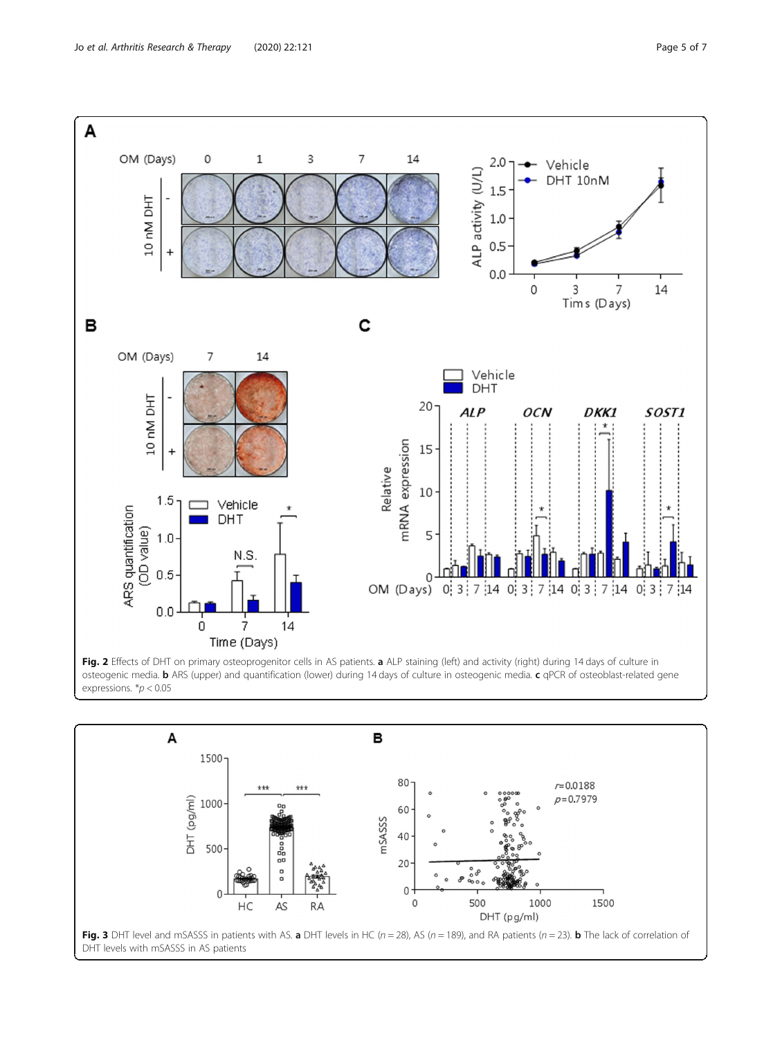**Fig. 2** Effects of DHT on primary osteoprogenitor cells in AS patients. **a** ALP staining (left) and activity (right) during 14 days of culture in osteogenic media. **b** ARS (upper) and quantification (lower) during 14 days of culture in osteogenic media. **c** qPCR of osteoblast-related gene expressions. $*p < 0.05$

**Fig. 3** DHT level and mSASSS in patients with AS. **a** DHT levels in HC ($n = 28$), AS ($n = 189$), and RA patients ($n = 23$). **b** The lack of correlation of DHT levels with mSASSS in AS patients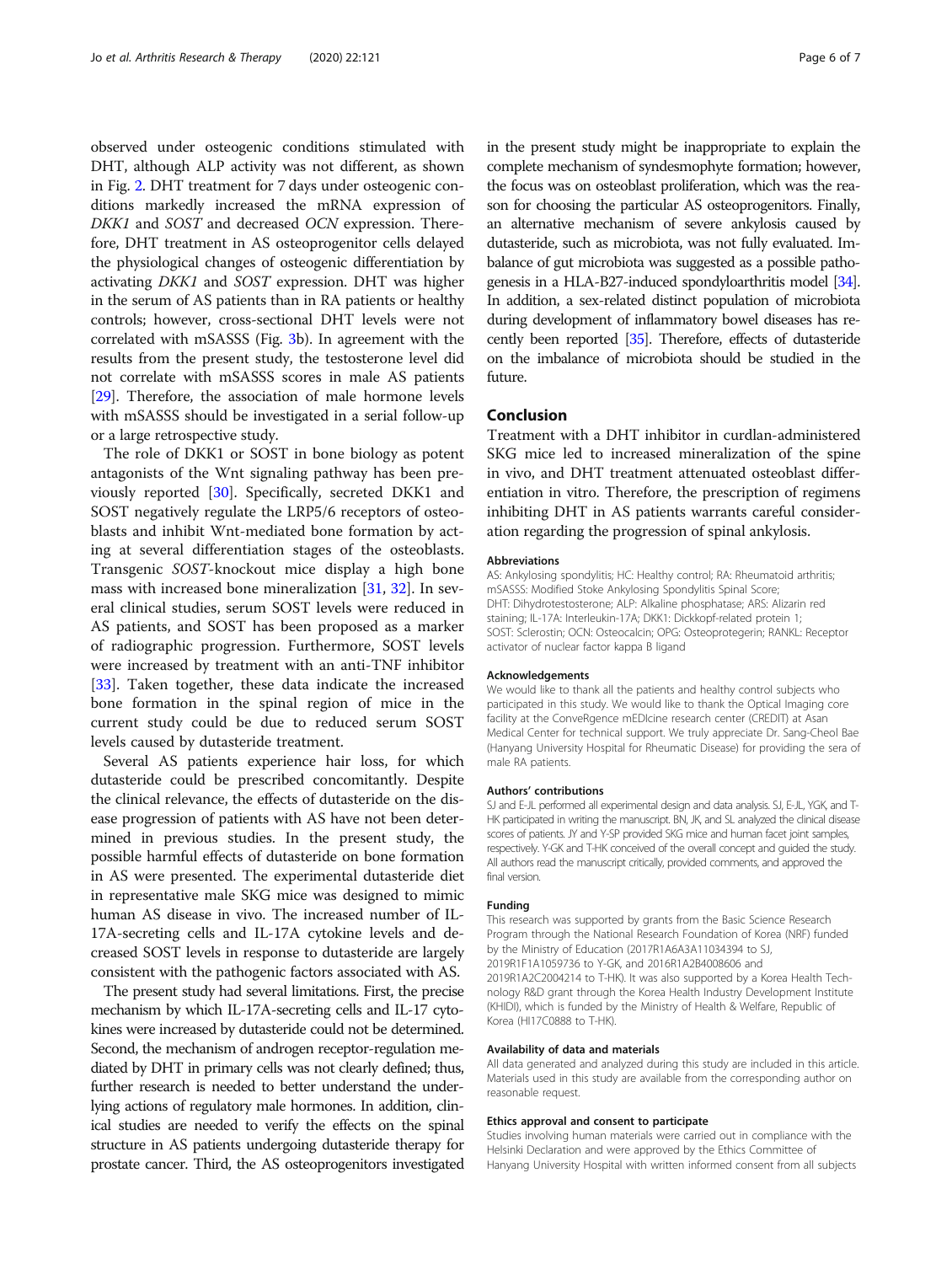observed under osteogenic conditions stimulated with DHT, although ALP activity was not different, as shown in Fig. 2. DHT treatment for 7 days under osteogenic conditions markedly increased the mRNA expression of *DKK1* and *SOST* and decreased *OCN* expression. Therefore, DHT treatment in AS osteoprogenitor cells delayed the physiological changes of osteogenic differentiation by activating *DKK1* and *SOST* expression. DHT was higher in the serum of AS patients than in RA patients or healthy controls; however, cross-sectional DHT levels were not correlated with mSASSS (Fig. 3b). In agreement with the results from the present study, the testosterone level did not correlate with mSASSS scores in male AS patients [29]. Therefore, the association of male hormone levels with mSASSS should be investigated in a serial follow-up or a large retrospective study.

The role of DKK1 or SOST in bone biology as potent antagonists of the Wnt signaling pathway has been previously reported [30]. Specifically, secreted DKK1 and SOST negatively regulate the LRP5/6 receptors of osteoblasts and inhibit Wnt-mediated bone formation by acting at several differentiation stages of the osteoblasts. Transgenic *SOST*-knockout mice display a high bone mass with increased bone mineralization [31, 32]. In several clinical studies, serum SOST levels were reduced in AS patients, and SOST has been proposed as a marker of radiographic progression. Furthermore, SOST levels were increased by treatment with an anti-TNF inhibitor [33]. Taken together, these data indicate the increased bone formation in the spinal region of mice in the current study could be due to reduced serum SOST levels caused by dutasteride treatment.

Several AS patients experience hair loss, for which dutasteride could be prescribed concomitantly. Despite the clinical relevance, the effects of dutasteride on the disease progression of patients with AS have not been determined in previous studies. In the present study, the possible harmful effects of dutasteride on bone formation in AS were presented. The experimental dutasteride diet in representative male SKG mice was designed to mimic human AS disease in vivo. The increased number of IL-17A-secreting cells and IL-17A cytokine levels and decreased SOST levels in response to dutasteride are largely consistent with the pathogenic factors associated with AS.

The present study had several limitations. First, the precise mechanism by which IL-17A-secreting cells and IL-17 cytokines were increased by dutasteride could not be determined. Second, the mechanism of androgen receptor-regulation mediated by DHT in primary cells was not clearly defined; thus, further research is needed to better understand the underlying actions of regulatory male hormones. In addition, clinical studies are needed to verify the effects on the spinal structure in AS patients undergoing dutasteride therapy for prostate cancer. Third, the AS osteoprogenitors investigated in the present study might be inappropriate to explain the complete mechanism of syndesmophyte formation; however, the focus was on osteoblast proliferation, which was the reason for choosing the particular AS osteoprogenitors. Finally, an alternative mechanism of severe ankylosis caused by dutasteride, such as microbiota, was not fully evaluated. Imbalance of gut microbiota was suggested as a possible pathogenesis in a HLA-B27-induced spondyloarthritis model [34]. In addition, a sex-related distinct population of microbiota during development of inflammatory bowel diseases has recently been reported [35]. Therefore, effects of dutasteride on the imbalance of microbiota should be studied in the future.

## Conclusion

Treatment with a DHT inhibitor in curdlan-administered SKG mice led to increased mineralization of the spine in vivo, and DHT treatment attenuated osteoblast differentiation in vitro. Therefore, the prescription of regimens inhibiting DHT in AS patients warrants careful consideration regarding the progression of spinal ankylosis.

#### Abbreviations

AS: Ankylosing spondylitis; HC: Healthy control; RA: Rheumatoid arthritis; mSASSS: Modified Stoke Ankylosing Spondylitis Spinal Score; DHT: Dihydrotestosterone; ALP: Alkaline phosphatase; ARS: Alizarin red staining; IL-17A: Interleukin-17A; DKK1: Dickkopf-related protein 1; SOST: Sclerostin; OCN: Osteocalcin; OPG: Osteoprotegerin; RANKL: Receptor activator of nuclear factor kappa B ligand

#### Acknowledgements

We would like to thank all the patients and healthy control subjects who participated in this study. We would like to thank the Optical Imaging core facility at the ConveRgence mEDIcine research center (CREDIT) at Asan Medical Center for technical support. We truly appreciate Dr. Sang-Cheol Bae (Hanyang University Hospital for Rheumatic Disease) for providing the sera of male RA patients.

#### Authors' contributions

SJ and E-JL performed all experimental design and data analysis. SJ, E-JL, YGK, and T-HK participated in writing the manuscript. BN, JK, and SL analyzed the clinical disease scores of patients. JY and Y-SP provided SKG mice and human facet joint samples, respectively. Y-GK and T-HK conceived of the overall concept and guided the study. All authors read the manuscript critically, provided comments, and approved the final version.

#### Funding

This research was supported by grants from the Basic Science Research Program through the National Research Foundation of Korea (NRF) funded by the Ministry of Education (2017R1A6A3A11034394 to SJ, 2019R1F1A1059736 to Y-GK, and 2016R1A2B4008606 and 2019R1A2C2004214 to T-HK). It was also supported by a Korea Health Technology R&D grant through the Korea Health Industry Development Institute (KHIDI), which is funded by the Ministry of Health & Welfare, Republic of Korea (HI17C0888 to T-HK).

#### Availability of data and materials

All data generated and analyzed during this study are included in this article. Materials used in this study are available from the corresponding author on reasonable request.

#### Ethics approval and consent to participate

Studies involving human materials were carried out in compliance with the Helsinki Declaration and were approved by the Ethics Committee of Hanyang University Hospital with written informed consent from all subjects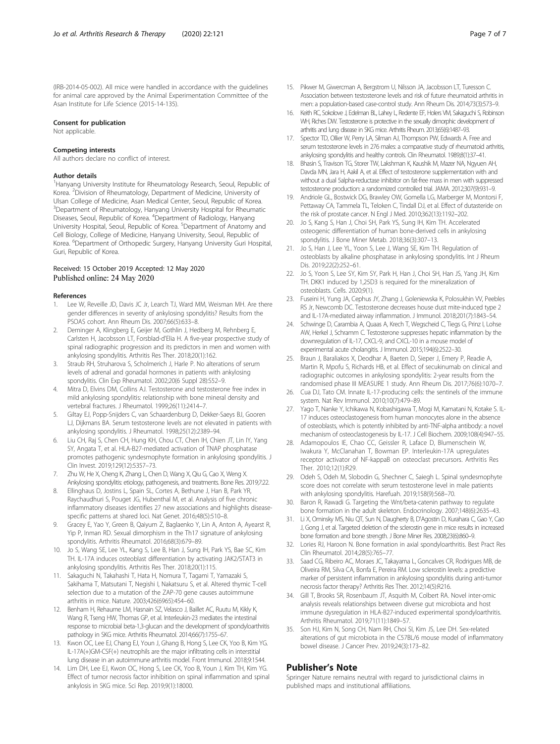(IRB-2014-05-002). All mice were handled in accordance with the guidelines for animal care approved by the Animal Experimentation Committee of the Asan Institute for Life Science (2015-14-135).

#### Consent for publication

Not applicable.

#### Competing interests

All authors declare no conflict of interest.

#### Author details

[1]Hanyang University Institute for Rheumatology Research, Seoul, Republic of Korea. [2]Division of Rheumatology, Department of Medicine, University of Ulsan College of Medicine, Asan Medical Center, Seoul, Republic of Korea. [3]Department of Rheumatology, Hanyang University Hospital for Rheumatic Diseases, Seoul, Republic of Korea. [4]Department of Radiology, Hanyang University Hospital, Seoul, Republic of Korea. [5]Department of Anatomy and Cell Biology, College of Medicine, Hanyang University, Seoul, Republic of Korea. [6]Department of Orthopedic Surgery, Hanyang University Guri Hospital, Guri, Republic of Korea.

Received: 15 October 2019 Accepted: 12 May 2020
Published online: 24 May 2020

#### References

1. Lee W, Reveille JD, Davis JC Jr, Learch TJ, Ward MM, Weisman MH. Are there gender differences in severity of ankylosing spondylitis? Results from the PSOAS cohort. Ann Rheum Dis. 2007;66(5):633–8.
2. Deminger A, Klingberg E, Geijer M, Gothlin J, Hedberg M, Rehnberg E, Carlsten H, Jacobsson LT, Forsblad-d'Elia H. A five-year prospective study of spinal radiographic progression and its predictors in men and women with ankylosing spondylitis. Arthritis Res Ther. 2018;20(1):162.
3. Straub RH, Struharova S, Scholmerich J, Harle P. No alterations of serum levels of adrenal and gonadal hormones in patients with ankylosing spondylitis. Clin Exp Rheumatol. 2002;20(6 Suppl 28):S52–9.
4. Mitra D, Elvins DM, Collins AJ. Testosterone and testosterone free index in mild ankylosing spondylitis: relationship with bone mineral density and vertebral fractures. J Rheumatol. 1999;26(11):2414–7.
5. Giltay EJ, Popp-Snijders C, van Schaardenburg D, Dekker-Saeys BJ, Gooren LJ, Dijkmans BA. Serum testosterone levels are not elevated in patients with ankylosing spondylitis. J Rheumatol. 1998;25(12):2389–94.
6. Liu CH, Raj S, Chen CH, Hung KH, Chou CT, Chen IH, Chien JT, Lin IY, Yang SY, Angata T, et al. HLA-B27-mediated activation of TNAP phosphatase promotes pathogenic syndesmophyte formation in ankylosing spondylitis. J Clin Invest. 2019;129(12):5357–73.
7. Zhu W, He X, Cheng K, Zhang L, Chen D, Wang X, Qiu G, Cao X, Weng X. Ankylosing spondylitis: etiology, pathogenesis, and treatments. Bone Res. 2019;7:22.
8. Ellinghaus D, Jostins L, Spain SL, Cortes A, Bethune J, Han B, Park YR, Raychaudhuri S, Pouget JG, Hubenthal M, et al. Analysis of five chronic inflammatory diseases identifies 27 new associations and highlights disease-specific patterns at shared loci. Nat Genet. 2016;48(5):510–8.
9. Gracey E, Yao Y, Green B, Qaiyum Z, Baglaenko Y, Lin A, Anton A, Ayearst R, Yip P, Inman RD. Sexual dimorphism in the Th17 signature of ankylosing spondylitis. Arthritis Rheumatol. 2016;68(3):679–89.
10. Jo S, Wang SE, Lee YL, Kang S, Lee B, Han J, Sung IH, Park YS, Bae SC, Kim TH. IL-17A induces osteoblast differentiation by activating JAK2/STAT3 in ankylosing spondylitis. Arthritis Res Ther. 2018;20(1):115.
11. Sakaguchi N, Takahashi T, Hata H, Nomura T, Tagami T, Yamazaki S, Sakihama T, Matsutani T, Negishi I, Nakatsuru S, et al. Altered thymic T-cell selection due to a mutation of the ZAP-70 gene causes autoimmune arthritis in mice. Nature. 2003;426(6965):454–60.
12. Benham H, Rehaume LM, Hasnain SZ, Velasco J, Baillet AC, Ruutu M, Kikly K, Wang R, Tseng HW, Thomas GP, et al. Interleukin-23 mediates the intestinal response to microbial beta-1,3-glucan and the development of spondyloarthritis pathology in SKG mice. Arthritis Rheumatol. 2014;66(7):1755–67.
13. Kwon OC, Lee EJ, Chang EJ, Youn J, Ghang B, Hong S, Lee CK, Yoo B, Kim YG. IL-17A(+)GM-CSF(+) neutrophils are the major infiltrating cells in interstitial lung disease in an autoimmune arthritis model. Front Immunol. 2018;9:1544.
14. Lim DH, Lee EJ, Kwon OC, Hong S, Lee CK, Yoo B, Youn J, Kim TH, Kim YG. Effect of tumor necrosis factor inhibition on spinal inflammation and spinal ankylosis in SKG mice. Sci Rep. 2019;9(1):18000.
15. Pikwer M, Giwercman A, Bergstrom U, Nilsson JA, Jacobsson LT, Turesson C. Association between testosterone levels and risk of future rheumatoid arthritis in men: a population-based case-control study. Ann Rheum Dis. 2014;73(3):573–9.
16. Keith RC, Sokolove J, Edelman BL, Lahey L, Redente EF, Holers VM, Sakaguchi S, Robinson WH, Riches DW. Testosterone is protective in the sexually dimorphic development of arthritis and lung disease in SKG mice. Arthritis Rheum. 2013;65(6):1487–93.
17. Spector TD, Ollier W, Perry LA, Silman AJ, Thompson PW, Edwards A. Free and serum testosterone levels in 276 males: a comparative study of rheumatoid arthritis, ankylosing spondylitis and healthy controls. Clin Rheumatol. 1989;8(1):37–41.
18. Bhasin S, Travison TG, Storer TW, Lakshman K, Kaushik M, Mazer NA, Ngyuen AH, Davda MN, Jara H, Aakil A, et al. Effect of testosterone supplementation with and without a dual 5alpha-reductase inhibitor on fat-free mass in men with suppressed testosterone production: a randomized controlled trial. JAMA. 2012;307(9):931–9.
19. Andriole GL, Bostwick DG, Brawley OW, Gomella LG, Marberger M, Montorsi F, Pettaway CA, Tammela TL, Teloken C, Tindall DJ, et al. Effect of dutasteride on the risk of prostate cancer. N Engl J Med. 2010;362(13):1192–202.
20. Jo S, Kang S, Han J, Choi SH, Park YS, Sung IH, Kim TH. Accelerated osteogenic differentiation of human bone-derived cells in ankylosing spondylitis. J Bone Miner Metab. 2018;36(3):307–13.
21. Jo S, Han J, Lee YL, Yoon S, Lee J, Wang SE, Kim TH. Regulation of osteoblasts by alkaline phosphatase in ankylosing spondylitis. Int J Rheum Dis. 2019;22(2):252–61.
22. Jo S, Yoon S, Lee SY, Kim SY, Park H, Han J, Choi SH, Han JS, Yang JH, Kim TH. DKK1 induced by 1,25D3 is required for the mineralization of osteoblasts. Cells. 2020;9(1).
23. Fuseini H, Yung JA, Cephus JY, Zhang J, Goleniewska K, Polosukhin VV, Peebles RS Jr, Newcomb DC. Testosterone decreases house dust mite-induced type 2 and IL-17A-mediated airway inflammation. J Immunol. 2018;201(7):1843–54.
24. Schwinge D, Carambia A, Quaas A, Krech T, Wegscheid C, Tiegs G, Prinz I, Lohse AW, Herkel J, Schramm C. Testosterone suppresses hepatic inflammation by the downregulation of IL-17, CXCL-9, and CXCL-10 in a mouse model of experimental acute cholangitis. J Immunol. 2015;194(6):2522–30.
25. Braun J, Baraliakos X, Deodhar A, Baeten D, Sieper J, Emery P, Readie A, Martin R, Mpofu S, Richards HB, et al. Effect of secukinumab on clinical and radiographic outcomes in ankylosing spondylitis: 2-year results from the randomised phase III MEASURE 1 study. Ann Rheum Dis. 2017;76(6):1070–7.
26. Cua DJ, Tato CM. Innate IL-17-producing cells: the sentinels of the immune system. Nat Rev Immunol. 2010;10(7):479–89.
27. Yago T, Nanke Y, Ichikawa N, Kobashigawa T, Mogi M, Kamatani N, Kotake S. IL-17 induces osteoclastogenesis from human monocytes alone in the absence of osteoblasts, which is potently inhibited by anti-TNF-alpha antibody: a novel mechanism of osteoclastogenesis by IL-17. J Cell Biochem. 2009;108(4):947–55.
28. Adamopoulos IE, Chao CC, Geissler R, Laface D, Blumenschein W, Iwakura Y, McClanahan T, Bowman EP. Interleukin-17A upregulates receptor activator of NF-kappaB on osteoclast precursors. Arthritis Res Ther. 2010;12(1):R29.
29. Odeh S, Odeh M, Slobodin G, Shechner C, Saiegh L. Spinal syndesmophyte score does not correlate with serum testosterone level in male patients with ankylosing spondylitis. Harefuah. 2019;158(9):568–70.
30. Baron R, Rawadi G. Targeting the Wnt/beta-catenin pathway to regulate bone formation in the adult skeleton. Endocrinology. 2007;148(6):2635–43.
31. Li X, Ominsky MS, Niu QT, Sun N, Daugherty B, D'Agostin D, Kurahara C, Gao Y, Cao J, Gong J, et al. Targeted deletion of the sclerostin gene in mice results in increased bone formation and bone strength. J Bone Miner Res. 2008;23(6):860–9.
32. Lories RJ, Haroon N. Bone formation in axial spondyloarthritis. Best Pract Res Clin Rheumatol. 2014;28(5):765–77.
33. Saad CG, Ribeiro AC, Moraes JC, Takayama L, Goncalves CR, Rodrigues MB, de Oliveira RM, Silva CA, Bonfa E, Pereira RM. Low sclerostin levels: a predictive marker of persistent inflammation in ankylosing spondylitis during anti-tumor necrosis factor therapy? Arthritis Res Ther. 2012;14(5):R216.
34. Gill T, Brooks SR, Rosenbaum JT, Asquith M, Colbert RA. Novel inter-omic analysis reveals relationships between diverse gut microbiota and host immune dysregulation in HLA-B27-induced experimental spondyloarthritis. Arthritis Rheumatol. 2019;71(11):1849–57.
35. Son HJ, Kim N, Song CH, Nam RH, Choi SI, Kim JS, Lee DH. Sex-related alterations of gut microbiota in the C57BL/6 mouse model of inflammatory bowel disease. J Cancer Prev. 2019;24(3):173–82.

## Publisher's Note

Springer Nature remains neutral with regard to jurisdictional claims in published maps and institutional affiliations.